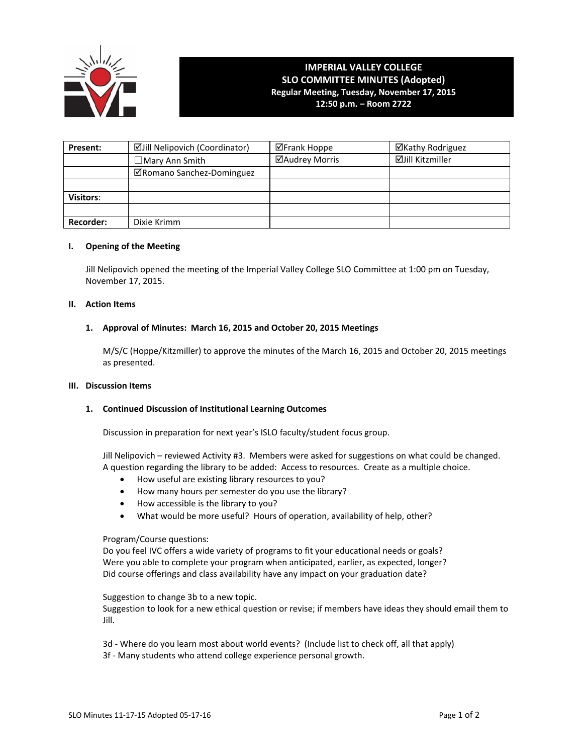# IMPERIAL VALLEY COLLEGE
## SLO COMMITTEE MINUTES (Adopted)
**Regular Meeting, Tuesday, November 17, 2015**
**12:50 p.m. – Room 2722**

| **Present:** | ☑Jill Nelipovich (Coordinator) | ☑Frank Hoppe | ☑Kathy Rodriguez |
|---|---|---|---|
| | ☐Mary Ann Smith | ☑Audrey Morris | ☑Jill Kitzmiller |
| | ☑Romano Sanchez-Dominguez | | |
| | | | |
| **Visitors**: | | | |
| | | | |
| **Recorder:** | Dixie Krimm | | |

### I. Opening of the Meeting

Jill Nelipovich opened the meeting of the Imperial Valley College SLO Committee at 1:00 pm on Tuesday, November 17, 2015.

### II. Action Items

#### 1. Approval of Minutes: March 16, 2015 and October 20, 2015 Meetings

M/S/C (Hoppe/Kitzmiller) to approve the minutes of the March 16, 2015 and October 20, 2015 meetings as presented.

### III. Discussion Items

#### 1. Continued Discussion of Institutional Learning Outcomes

Discussion in preparation for next year's ISLO faculty/student focus group.

Jill Nelipovich – reviewed Activity #3. Members were asked for suggestions on what could be changed. A question regarding the library to be added: Access to resources. Create as a multiple choice.

- How useful are existing library resources to you?
- How many hours per semester do you use the library?
- How accessible is the library to you?
- What would be more useful? Hours of operation, availability of help, other?

Program/Course questions:
Do you feel IVC offers a wide variety of programs to fit your educational needs or goals?
Were you able to complete your program when anticipated, earlier, as expected, longer?
Did course offerings and class availability have any impact on your graduation date?

Suggestion to change 3b to a new topic.
Suggestion to look for a new ethical question or revise; if members have ideas they should email them to Jill.

3d - Where do you learn most about world events? (Include list to check off, all that apply)
3f - Many students who attend college experience personal growth.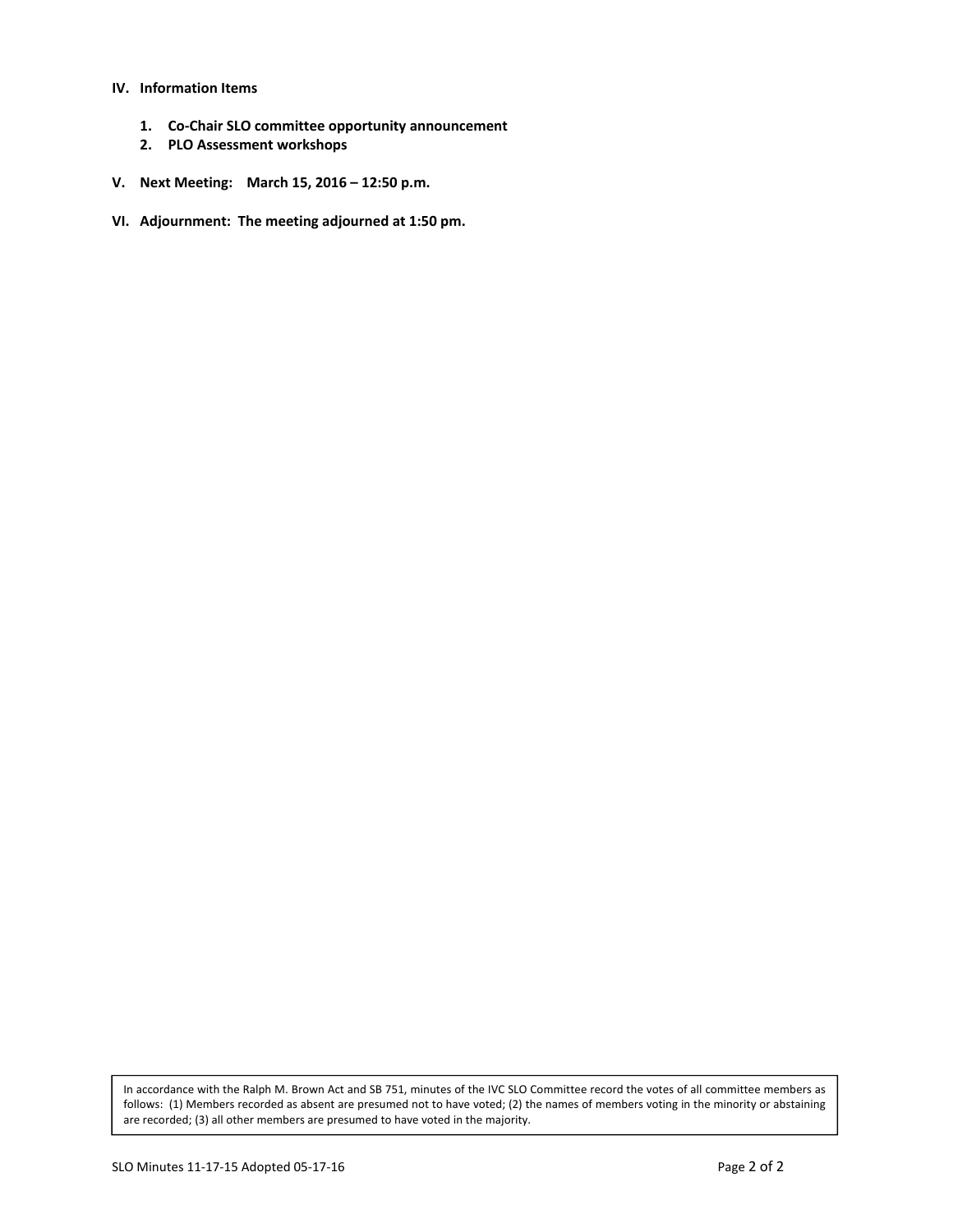**IV. Information Items**

1. **Co-Chair SLO committee opportunity announcement**
2. **PLO Assessment workshops**

**V. Next Meeting: March 15, 2016 – 12:50 p.m.**

**VI. Adjournment: The meeting adjourned at 1:50 pm.**

In accordance with the Ralph M. Brown Act and SB 751, minutes of the IVC SLO Committee record the votes of all committee members as follows: (1) Members recorded as absent are presumed not to have voted; (2) the names of members voting in the minority or abstaining are recorded; (3) all other members are presumed to have voted in the majority.